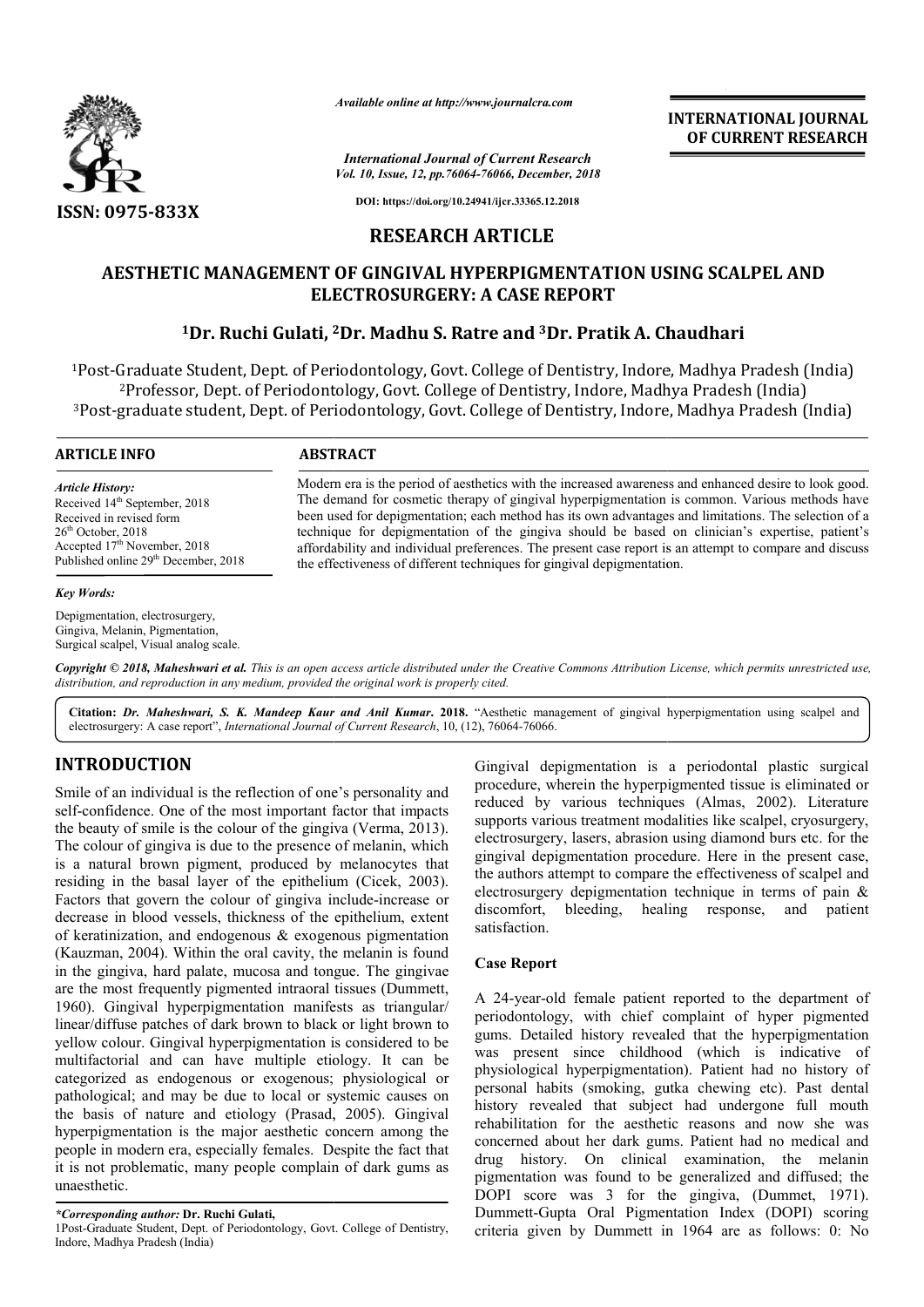*Available online at http://www.journalcra.com*

*International Journal of Current Research*
*Vol. 10, Issue, 12, pp.76064-76066, December, 2018*

**DOI: https://doi.org/10.24941/ijcr.33365.12.2018**

**INTERNATIONAL JOURNAL OF CURRENT RESEARCH**

ISSN: 0975-833X

## RESEARCH ARTICLE

# AESTHETIC MANAGEMENT OF GINGIVAL HYPERPIGMENTATION USING SCALPEL AND ELECTROSURGERY: A CASE REPORT

**[1]Dr. Ruchi Gulati, [2]Dr. Madhu S. Ratre and [3]Dr. Pratik A. Chaudhari**

[1]Post-Graduate Student, Dept. of Periodontology, Govt. College of Dentistry, Indore, Madhya Pradesh (India)
[2]Professor, Dept. of Periodontology, Govt. College of Dentistry, Indore, Madhya Pradesh (India)
[3]Post-graduate student, Dept. of Periodontology, Govt. College of Dentistry, Indore, Madhya Pradesh (India)

**ARTICLE INFO**

*Article History:*
Received 14th September, 2018
Received in revised form 26th October, 2018
Accepted 17th November, 2018
Published online 29th December, 2018

*Key Words:*
Depigmentation, electrosurgery, Gingiva, Melanin, Pigmentation, Surgical scalpel, Visual analog scale.

**ABSTRACT**

Modern era is the period of aesthetics with the increased awareness and enhanced desire to look good. The demand for cosmetic therapy of gingival hyperpigmentation is common. Various methods have been used for depigmentation; each method has its own advantages and limitations. The selection of a technique for depigmentation of the gingiva should be based on clinician's expertise, patient's affordability and individual preferences. The present case report is an attempt to compare and discuss the effectiveness of different techniques for gingival depigmentation.

*Copyright © 2018, Maheshwari et al. This is an open access article distributed under the Creative Commons Attribution License, which permits unrestricted use, distribution, and reproduction in any medium, provided the original work is properly cited.*

**Citation:** *Dr. Maheshwari, S. K. Mandeep Kaur and Anil Kumar.* **2018.** "Aesthetic management of gingival hyperpigmentation using scalpel and electrosurgery: A case report", *International Journal of Current Research*, 10, (12), 76064-76066.

## INTRODUCTION

Smile of an individual is the reflection of one's personality and self-confidence. One of the most important factor that impacts the beauty of smile is the colour of the gingiva (Verma, 2013). The colour of gingiva is due to the presence of melanin, which is a natural brown pigment, produced by melanocytes that residing in the basal layer of the epithelium (Cicek, 2003). Factors that govern the colour of gingiva include-increase or decrease in blood vessels, thickness of the epithelium, extent of keratinization, and endogenous & exogenous pigmentation (Kauzman, 2004). Within the oral cavity, the melanin is found in the gingiva, hard palate, mucosa and tongue. The gingivae are the most frequently pigmented intraoral tissues (Dummett, 1960). Gingival hyperpigmentation manifests as triangular/ linear/diffuse patches of dark brown to black or light brown to yellow colour. Gingival hyperpigmentation is considered to be multifactorial and can have multiple etiology. It can be categorized as endogenous or exogenous; physiological or pathological; and may be due to local or systemic causes on the basis of nature and etiology (Prasad, 2005). Gingival hyperpigmentation is the major aesthetic concern among the people in modern era, especially females. Despite the fact that it is not problematic, many people complain of dark gums as unaesthetic.

Gingival depigmentation is a periodontal plastic surgical procedure, wherein the hyperpigmented tissue is eliminated or reduced by various techniques (Almas, 2002). Literature supports various treatment modalities like scalpel, cryosurgery, electrosurgery, lasers, abrasion using diamond burs etc. for the gingival depigmentation procedure. Here in the present case, the authors attempt to compare the effectiveness of scalpel and electrosurgery depigmentation technique in terms of pain & discomfort, bleeding, healing response, and patient satisfaction.

### Case Report

A 24-year-old female patient reported to the department of periodontology, with chief complaint of hyper pigmented gums. Detailed history revealed that the hyperpigmentation was present since childhood (which is indicative of physiological hyperpigmentation). Patient had no history of personal habits (smoking, gutka chewing etc). Past dental history revealed that subject had undergone full mouth rehabilitation for the aesthetic reasons and now she was concerned about her dark gums. Patient had no medical and drug history. On clinical examination, the melanin pigmentation was found to be generalized and diffused; the DOPI score was 3 for the gingiva, (Dummet, 1971). Dummett-Gupta Oral Pigmentation Index (DOPI) scoring criteria given by Dummett in 1964 are as follows: 0: No

*\*Corresponding author:* **Dr. Ruchi Gulati,**
1Post-Graduate Student, Dept. of Periodontology, Govt. College of Dentistry, Indore, Madhya Pradesh (India)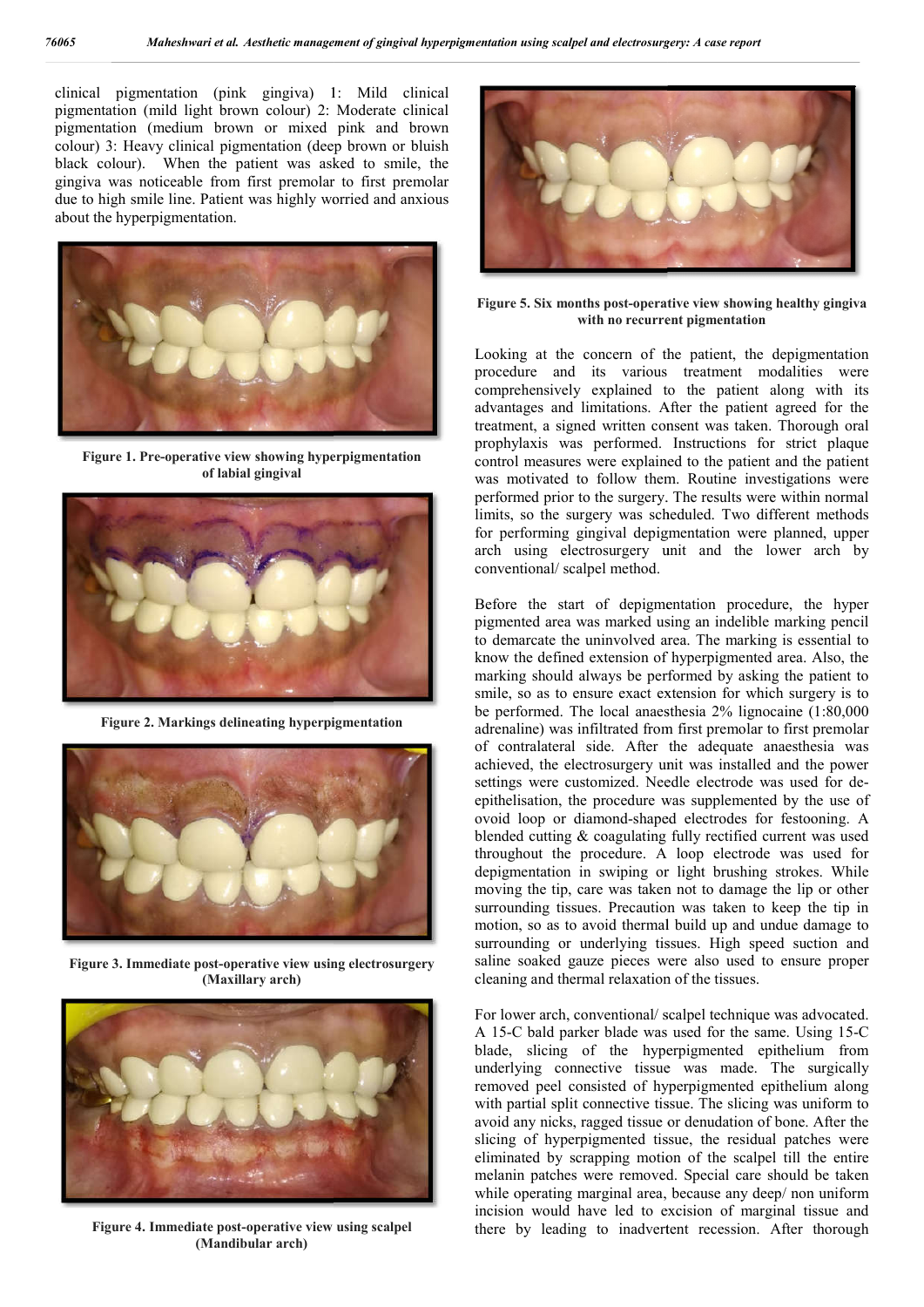clinical pigmentation (pink gingiva) 1: Mild clinical pigmentation (mild light brown colour) 2: Moderate clinical pigmentation (medium brown or mixed pink and brown colour) 3: Heavy clinical pigmentation (deep brown or bluish black colour). When the patient was asked to smile, the gingiva was noticeable from first premolar to first premolar due to high smile line. Patient was highly worried and anxious about the hyperpigmentation.

**Figure 1. Pre-operative view showing hyperpigmentation of labial gingival**

**Figure 2. Markings delineating hyperpigmentation**

**Figure 3. Immediate post-operative view using electrosurgery (Maxillary arch)**

**Figure 4. Immediate post-operative view using scalpel (Mandibular arch)**

**Figure 5. Six months post-operative view showing healthy gingiva with no recurrent pigmentation**

Looking at the concern of the patient, the depigmentation procedure and its various treatment modalities were comprehensively explained to the patient along with its advantages and limitations. After the patient agreed for the treatment, a signed written consent was taken. Thorough oral prophylaxis was performed. Instructions for strict plaque control measures were explained to the patient and the patient was motivated to follow them. Routine investigations were performed prior to the surgery. The results were within normal limits, so the surgery was scheduled. Two different methods for performing gingival depigmentation were planned, upper arch using electrosurgery unit and the lower arch by conventional/ scalpel method.

Before the start of depigmentation procedure, the hyper pigmented area was marked using an indelible marking pencil to demarcate the uninvolved area. The marking is essential to know the defined extension of hyperpigmented area. Also, the marking should always be performed by asking the patient to smile, so as to ensure exact extension for which surgery is to be performed. The local anaesthesia 2% lignocaine (1:80,000 adrenaline) was infiltrated from first premolar to first premolar of contralateral side. After the adequate anaesthesia was achieved, the electrosurgery unit was installed and the power settings were customized. Needle electrode was used for de-epithelisation, the procedure was supplemented by the use of ovoid loop or diamond-shaped electrodes for festooning. A blended cutting & coagulating fully rectified current was used throughout the procedure. A loop electrode was used for depigmentation in swiping or light brushing strokes. While moving the tip, care was taken not to damage the lip or other surrounding tissues. Precaution was taken to keep the tip in motion, so as to avoid thermal build up and undue damage to surrounding or underlying tissues. High speed suction and saline soaked gauze pieces were also used to ensure proper cleaning and thermal relaxation of the tissues.

For lower arch, conventional/ scalpel technique was advocated. A 15-C bald parker blade was used for the same. Using 15-C blade, slicing of the hyperpigmented epithelium from underlying connective tissue was made. The surgically removed peel consisted of hyperpigmented epithelium along with partial split connective tissue. The slicing was uniform to avoid any nicks, ragged tissue or denudation of bone. After the slicing of hyperpigmented tissue, the residual patches were eliminated by scrapping motion of the scalpel till the entire melanin patches were removed. Special care should be taken while operating marginal area, because any deep/ non uniform incision would have led to excision of marginal tissue and there by leading to inadvertent recession. After thorough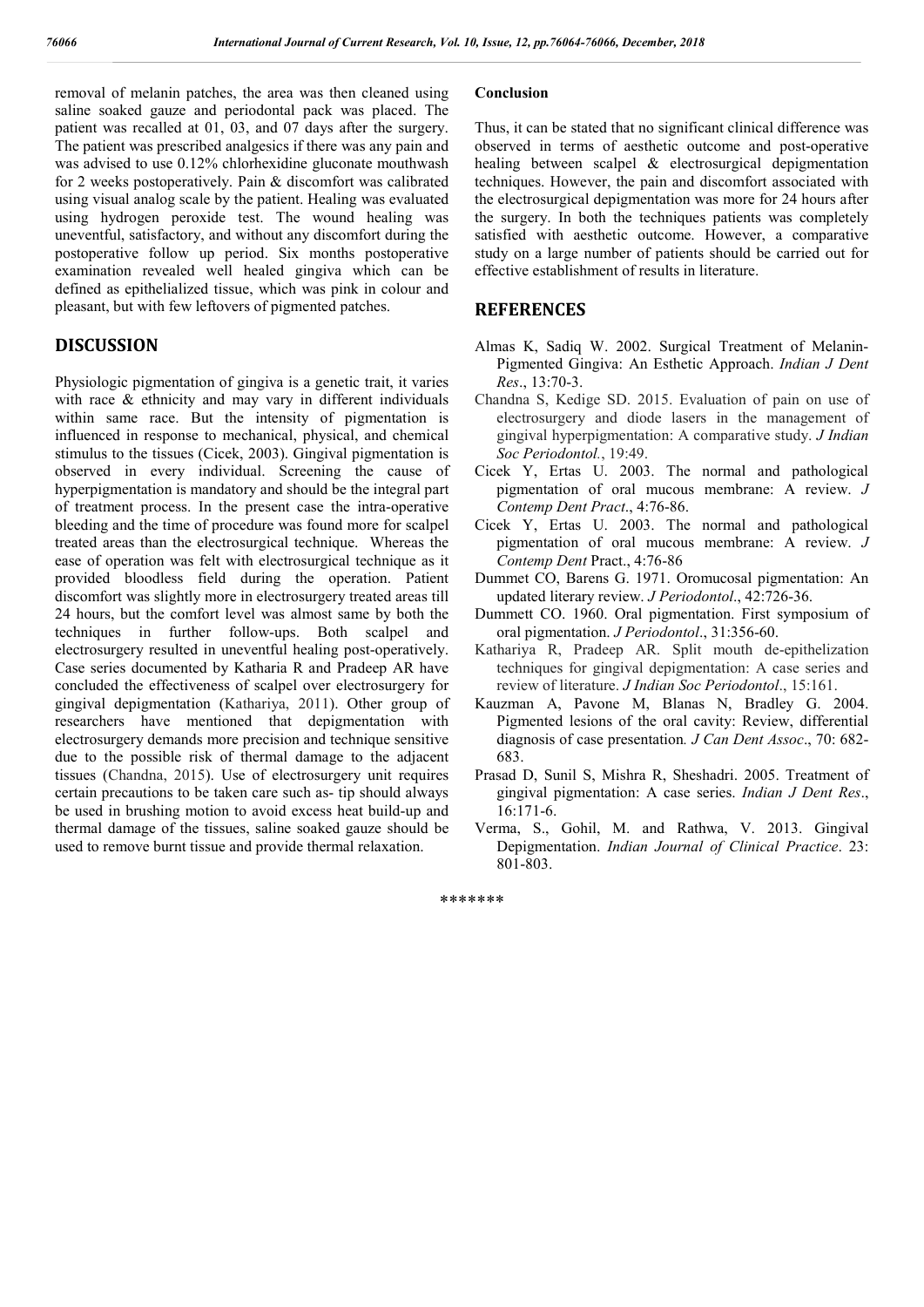removal of melanin patches, the area was then cleaned using saline soaked gauze and periodontal pack was placed. The patient was recalled at 01, 03, and 07 days after the surgery. The patient was prescribed analgesics if there was any pain and was advised to use 0.12% chlorhexidine gluconate mouthwash for 2 weeks postoperatively. Pain & discomfort was calibrated using visual analog scale by the patient. Healing was evaluated using hydrogen peroxide test. The wound healing was uneventful, satisfactory, and without any discomfort during the postoperative follow up period. Six months postoperative examination revealed well healed gingiva which can be defined as epithelialized tissue, which was pink in colour and pleasant, but with few leftovers of pigmented patches.

## DISCUSSION

Physiologic pigmentation of gingiva is a genetic trait, it varies with race & ethnicity and may vary in different individuals within same race. But the intensity of pigmentation is influenced in response to mechanical, physical, and chemical stimulus to the tissues (Cicek, 2003). Gingival pigmentation is observed in every individual. Screening the cause of hyperpigmentation is mandatory and should be the integral part of treatment process. In the present case the intra-operative bleeding and the time of procedure was found more for scalpel treated areas than the electrosurgical technique. Whereas the ease of operation was felt with electrosurgical technique as it provided bloodless field during the operation. Patient discomfort was slightly more in electrosurgery treated areas till 24 hours, but the comfort level was almost same by both the techniques in further follow-ups. Both scalpel and electrosurgery resulted in uneventful healing post-operatively. Case series documented by Katharia R and Pradeep AR have concluded the effectiveness of scalpel over electrosurgery for gingival depigmentation (Kathariya, 2011). Other group of researchers have mentioned that depigmentation with electrosurgery demands more precision and technique sensitive due to the possible risk of thermal damage to the adjacent tissues (Chandna, 2015). Use of electrosurgery unit requires certain precautions to be taken care such as- tip should always be used in brushing motion to avoid excess heat build-up and thermal damage of the tissues, saline soaked gauze should be used to remove burnt tissue and provide thermal relaxation.

### Conclusion

Thus, it can be stated that no significant clinical difference was observed in terms of aesthetic outcome and post-operative healing between scalpel & electrosurgical depigmentation techniques. However, the pain and discomfort associated with the electrosurgical depigmentation was more for 24 hours after the surgery. In both the techniques patients was completely satisfied with aesthetic outcome. However, a comparative study on a large number of patients should be carried out for effective establishment of results in literature.

## REFERENCES

Almas K, Sadiq W. 2002. Surgical Treatment of Melanin-Pigmented Gingiva: An Esthetic Approach. *Indian J Dent Res*., 13:70-3.

Chandna S, Kedige SD. 2015. Evaluation of pain on use of electrosurgery and diode lasers in the management of gingival hyperpigmentation: A comparative study. *J Indian Soc Periodontol.*, 19:49.

Cicek Y, Ertas U. 2003. The normal and pathological pigmentation of oral mucous membrane: A review. *J Contemp Dent Pract*., 4:76-86.

Cicek Y, Ertas U. 2003. The normal and pathological pigmentation of oral mucous membrane: A review. *J Contemp Dent* Pract., 4:76-86

Dummet CO, Barens G. 1971. Oromucosal pigmentation: An updated literary review. *J Periodontol*., 42:726-36.

Dummett CO. 1960. Oral pigmentation. First symposium of oral pigmentation. *J Periodontol*., 31:356-60.

Kathariya R, Pradeep AR. Split mouth de-epithelization techniques for gingival depigmentation: A case series and review of literature. *J Indian Soc Periodontol*., 15:161.

Kauzman A, Pavone M, Blanas N, Bradley G. 2004. Pigmented lesions of the oral cavity: Review, differential diagnosis of case presentation*. J Can Dent Assoc*., 70: 682-683.

Prasad D, Sunil S, Mishra R, Sheshadri. 2005. Treatment of gingival pigmentation: A case series. *Indian J Dent Res*., 16:171-6.

Verma, S., Gohil, M. and Rathwa, V. 2013. Gingival Depigmentation. *Indian Journal of Clinical Practice*. 23: 801-803.

*******